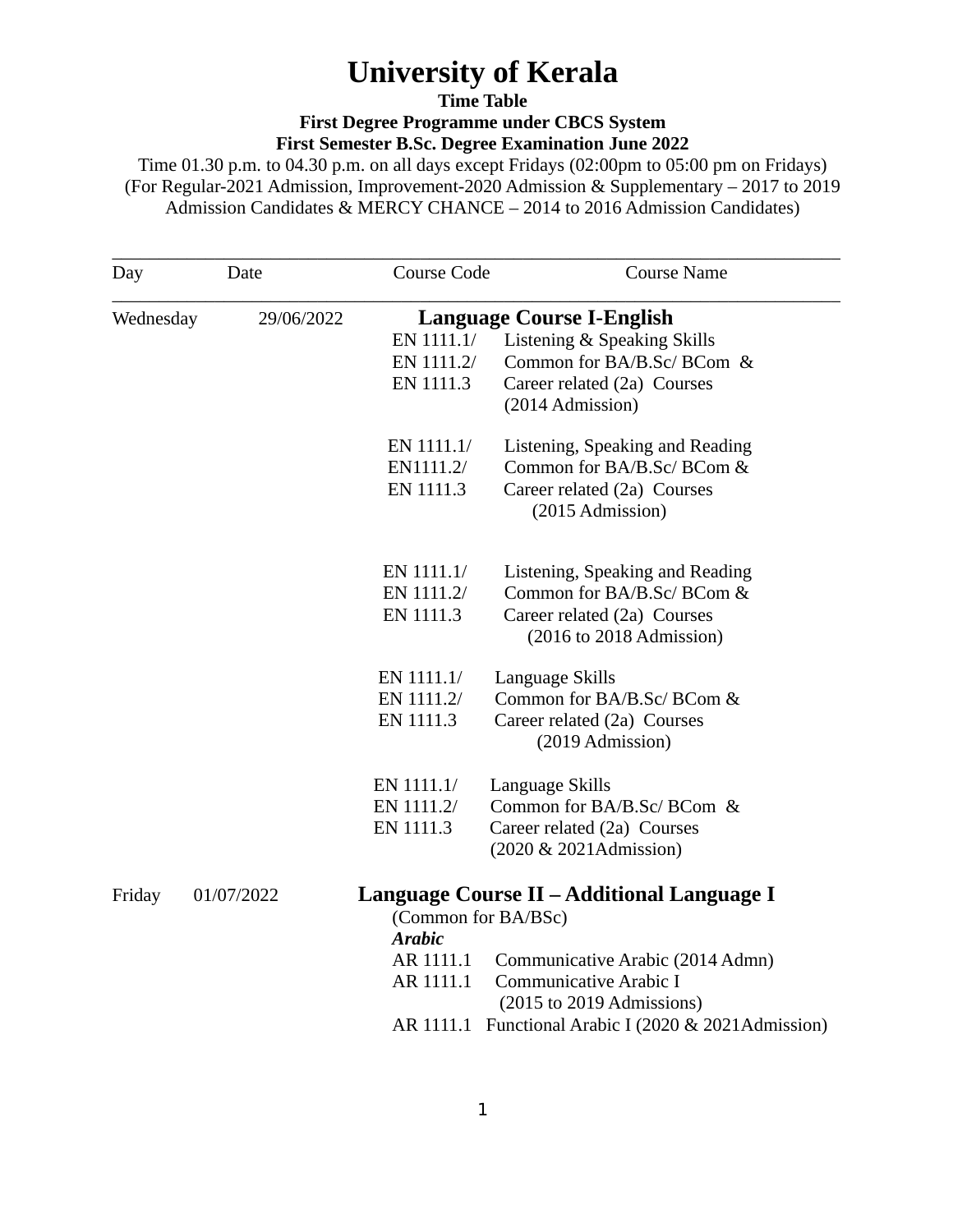# University of Kerala

**Time Table**

**First Degree Programme under CBCS System**

**First Semester B.Sc. Degree Examination June 2022**

Time 01.30 p.m. to 04.30 p.m. on all days except Fridays (02:00pm to 05:00 pm on Fridays)
(For Regular-2021 Admission, Improvement-2020 Admission & Supplementary – 2017 to 2019 Admission Candidates & MERCY CHANCE – 2014 to 2016 Admission Candidates)

| Day | Date | Course Code | Course Name |
|---|---|---|---|
| Wednesday | 29/06/2022 | | **Language Course I-English** |
| | | EN 1111.1/ EN 1111.2/ EN 1111.3 | Listening & Speaking Skills Common for BA/B.Sc/ BCom & Career related (2a) Courses (2014 Admission) |
| | | EN 1111.1/ EN1111.2/ EN 1111.3 | Listening, Speaking and Reading Common for BA/B.Sc/ BCom & Career related (2a) Courses (2015 Admission) |
| | | EN 1111.1/ EN 1111.2/ EN 1111.3 | Listening, Speaking and Reading Common for BA/B.Sc/ BCom & Career related (2a) Courses (2016 to 2018 Admission) |
| | | EN 1111.1/ EN 1111.2/ EN 1111.3 | Language Skills Common for BA/B.Sc/ BCom & Career related (2a) Courses (2019 Admission) |
| | | EN 1111.1/ EN 1111.2/ EN 1111.3 | Language Skills Common for BA/B.Sc/ BCom & Career related (2a) Courses (2020 & 2021Admission) |
| Friday | 01/07/2022 | | **Language Course II – Additional Language I** (Common for BA/BSc) |
| | | ***Arabic*** | |
| | | AR 1111.1 | Communicative Arabic (2014 Admn) |
| | | AR 1111.1 | Communicative Arabic I (2015 to 2019 Admissions) |
| | | AR 1111.1 | Functional Arabic I (2020 & 2021Admission) |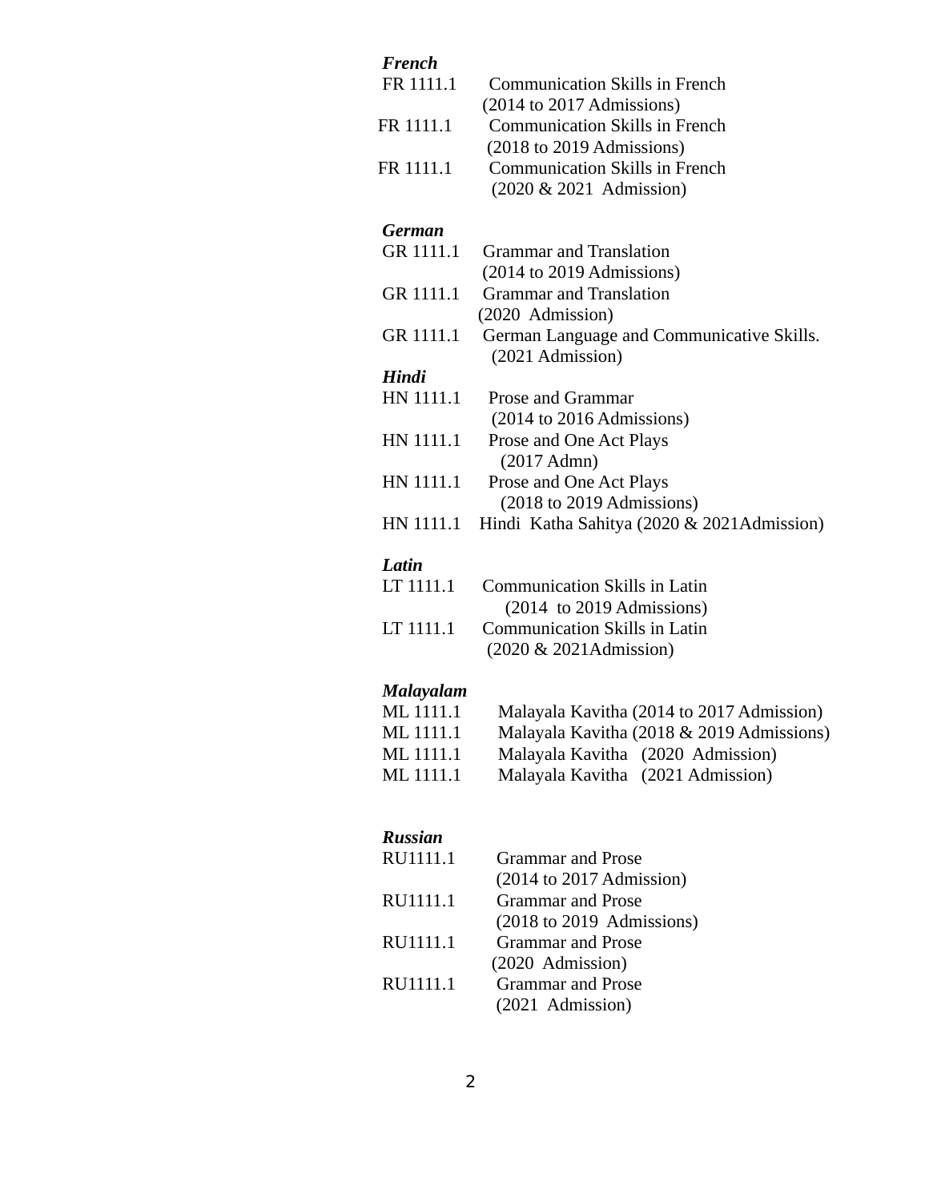***French***

FR 1111.1 Communication Skills in French
(2014 to 2017 Admissions)

FR 1111.1 Communication Skills in French
(2018 to 2019 Admissions)

FR 1111.1 Communication Skills in French
(2020 & 2021 Admission)

***German***

GR 1111.1 Grammar and Translation
(2014 to 2019 Admissions)

GR 1111.1 Grammar and Translation
(2020 Admission)

GR 1111.1 German Language and Communicative Skills.
(2021 Admission)

***Hindi***

HN 1111.1 Prose and Grammar
(2014 to 2016 Admissions)

HN 1111.1 Prose and One Act Plays
(2017 Admn)

HN 1111.1 Prose and One Act Plays
(2018 to 2019 Admissions)

HN 1111.1 Hindi Katha Sahitya (2020 & 2021Admission)

***Latin***

LT 1111.1 Communication Skills in Latin
(2014 to 2019 Admissions)

LT 1111.1 Communication Skills in Latin
(2020 & 2021Admission)

***Malayalam***

ML 1111.1 Malayala Kavitha (2014 to 2017 Admission)

ML 1111.1 Malayala Kavitha (2018 & 2019 Admissions)

ML 1111.1 Malayala Kavitha (2020 Admission)

ML 1111.1 Malayala Kavitha (2021 Admission)

***Russian***

RU1111.1 Grammar and Prose
(2014 to 2017 Admission)

RU1111.1 Grammar and Prose
(2018 to 2019 Admissions)

RU1111.1 Grammar and Prose
(2020 Admission)

RU1111.1 Grammar and Prose
(2021 Admission)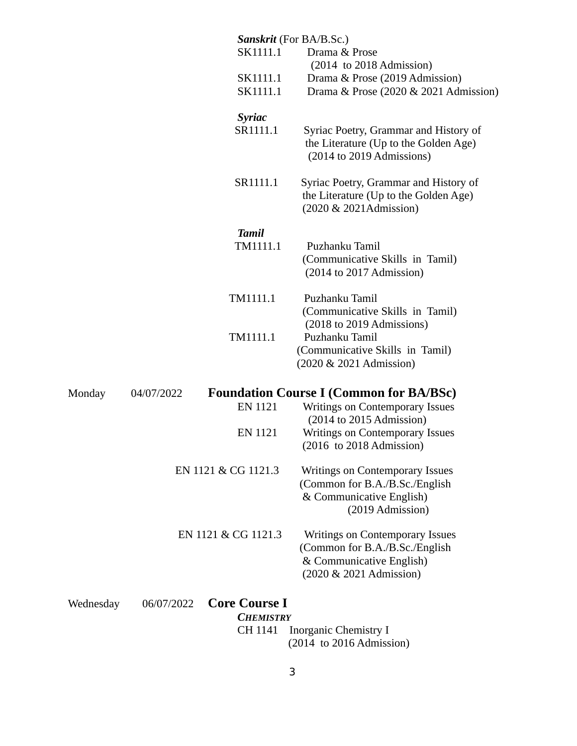***Sanskrit*** (For BA/B.Sc.)

SK1111.1 Drama & Prose (2014 to 2018 Admission)

SK1111.1 Drama & Prose (2019 Admission)

SK1111.1 Drama & Prose (2020 & 2021 Admission)

***Syriac***

SR1111.1 Syriac Poetry, Grammar and History of the Literature (Up to the Golden Age) (2014 to 2019 Admissions)

SR1111.1 Syriac Poetry, Grammar and History of the Literature (Up to the Golden Age) (2020 & 2021Admission)

***Tamil***

TM1111.1 Puzhanku Tamil (Communicative Skills in Tamil) (2014 to 2017 Admission)

TM1111.1 Puzhanku Tamil (Communicative Skills in Tamil) (2018 to 2019 Admissions)

TM1111.1 Puzhanku Tamil (Communicative Skills in Tamil) (2020 & 2021 Admission)

Monday 04/07/2022 **Foundation Course I (Common for BA/BSc)**

EN 1121 Writings on Contemporary Issues (2014 to 2015 Admission)

EN 1121 Writings on Contemporary Issues (2016 to 2018 Admission)

EN 1121 & CG 1121.3 Writings on Contemporary Issues (Common for B.A./B.Sc./English & Communicative English) (2019 Admission)

EN 1121 & CG 1121.3 Writings on Contemporary Issues (Common for B.A./B.Sc./English & Communicative English) (2020 & 2021 Admission)

Wednesday 06/07/2022 **Core Course I**

***CHEMISTRY***

CH 1141 Inorganic Chemistry I (2014 to 2016 Admission)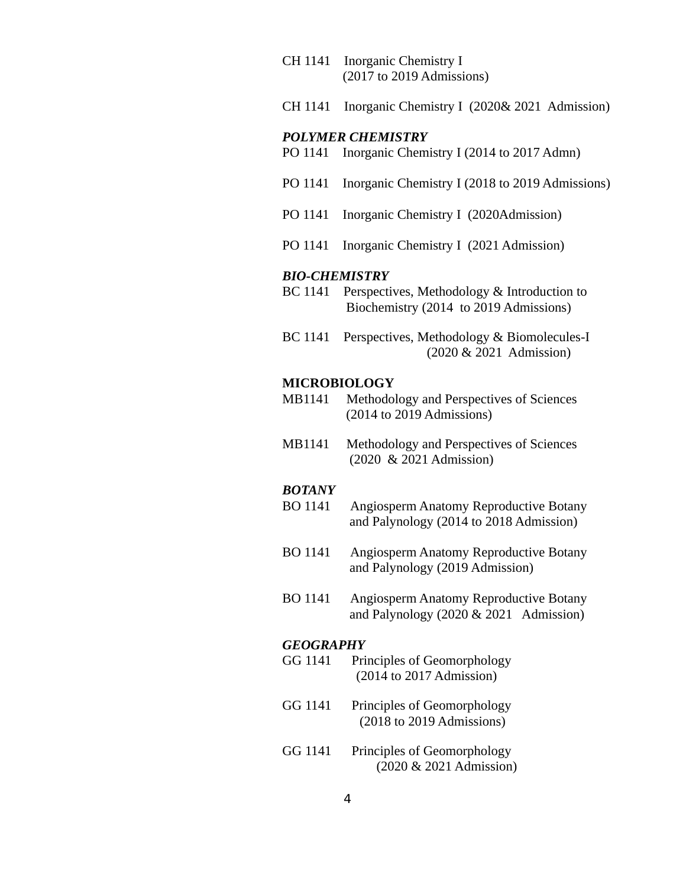CH 1141 Inorganic Chemistry I
(2017 to 2019 Admissions)

CH 1141 Inorganic Chemistry I (2020& 2021 Admission)

***POLYMER CHEMISTRY***

PO 1141 Inorganic Chemistry I (2014 to 2017 Admn)

PO 1141 Inorganic Chemistry I (2018 to 2019 Admissions)

PO 1141 Inorganic Chemistry I (2020Admission)

PO 1141 Inorganic Chemistry I (2021 Admission)

***BIO-CHEMISTRY***

BC 1141 Perspectives, Methodology & Introduction to Biochemistry (2014 to 2019 Admissions)

BC 1141 Perspectives, Methodology & Biomolecules-I (2020 & 2021 Admission)

**MICROBIOLOGY**

MB1141 Methodology and Perspectives of Sciences (2014 to 2019 Admissions)

MB1141 Methodology and Perspectives of Sciences (2020 & 2021 Admission)

***BOTANY***

BO 1141 Angiosperm Anatomy Reproductive Botany and Palynology (2014 to 2018 Admission)

BO 1141 Angiosperm Anatomy Reproductive Botany and Palynology (2019 Admission)

BO 1141 Angiosperm Anatomy Reproductive Botany and Palynology (2020 & 2021 Admission)

***GEOGRAPHY***

GG 1141 Principles of Geomorphology
(2014 to 2017 Admission)

GG 1141 Principles of Geomorphology
(2018 to 2019 Admissions)

GG 1141 Principles of Geomorphology
(2020 & 2021 Admission)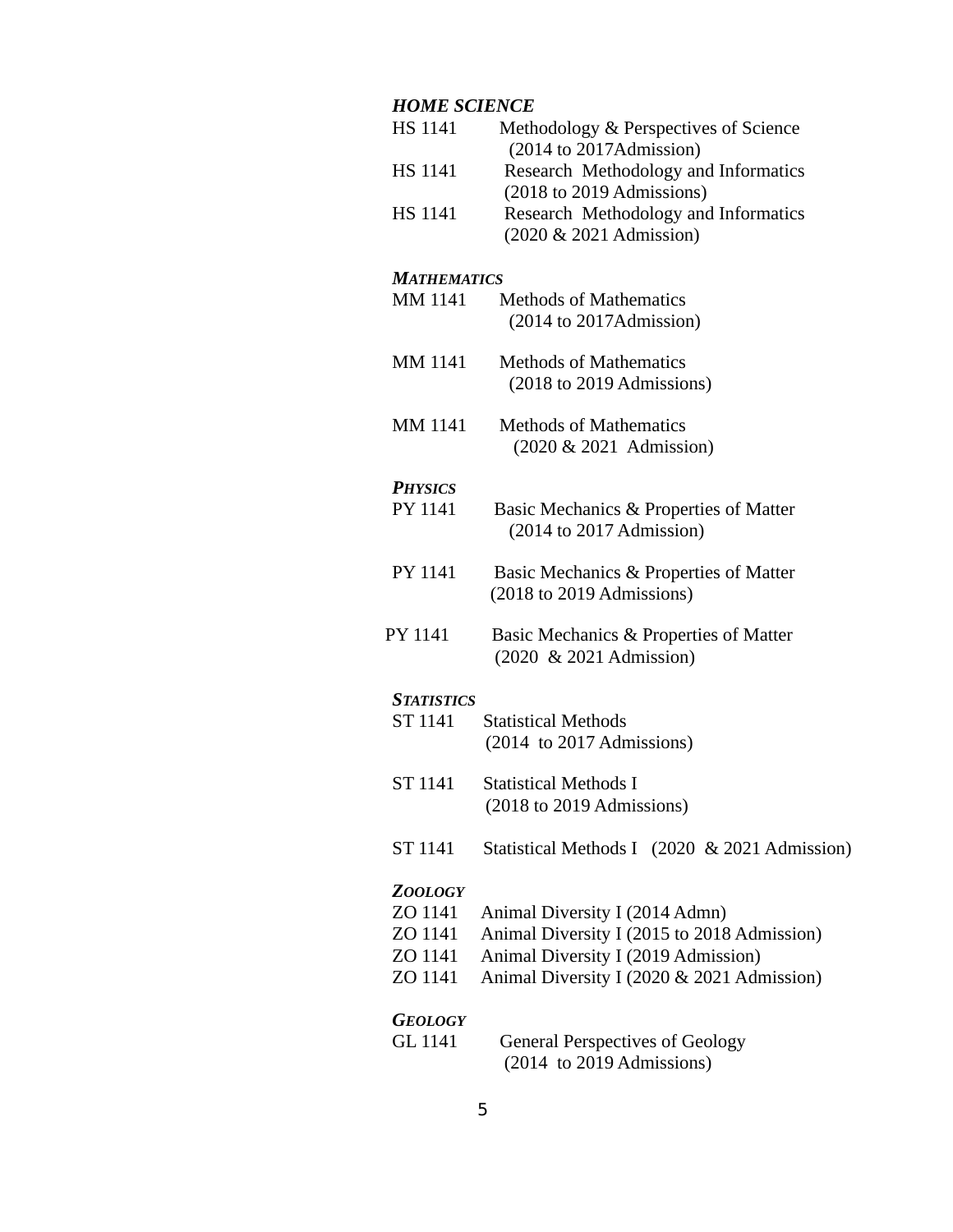***HOME SCIENCE***

HS 1141 Methodology & Perspectives of Science (2014 to 2017Admission)

HS 1141 Research Methodology and Informatics (2018 to 2019 Admissions)

HS 1141 Research Methodology and Informatics (2020 & 2021 Admission)

***MATHEMATICS***

MM 1141 Methods of Mathematics (2014 to 2017Admission)

MM 1141 Methods of Mathematics (2018 to 2019 Admissions)

MM 1141 Methods of Mathematics (2020 & 2021 Admission)

***PHYSICS***

PY 1141 Basic Mechanics & Properties of Matter (2014 to 2017 Admission)

PY 1141 Basic Mechanics & Properties of Matter (2018 to 2019 Admissions)

PY 1141 Basic Mechanics & Properties of Matter (2020 & 2021 Admission)

***STATISTICS***

ST 1141 Statistical Methods (2014 to 2017 Admissions)

ST 1141 Statistical Methods I (2018 to 2019 Admissions)

ST 1141 Statistical Methods I (2020 & 2021 Admission)

***ZOOLOGY***

ZO 1141 Animal Diversity I (2014 Admn)

ZO 1141 Animal Diversity I (2015 to 2018 Admission)

ZO 1141 Animal Diversity I (2019 Admission)

ZO 1141 Animal Diversity I (2020 & 2021 Admission)

***GEOLOGY***

GL 1141 General Perspectives of Geology (2014 to 2019 Admissions)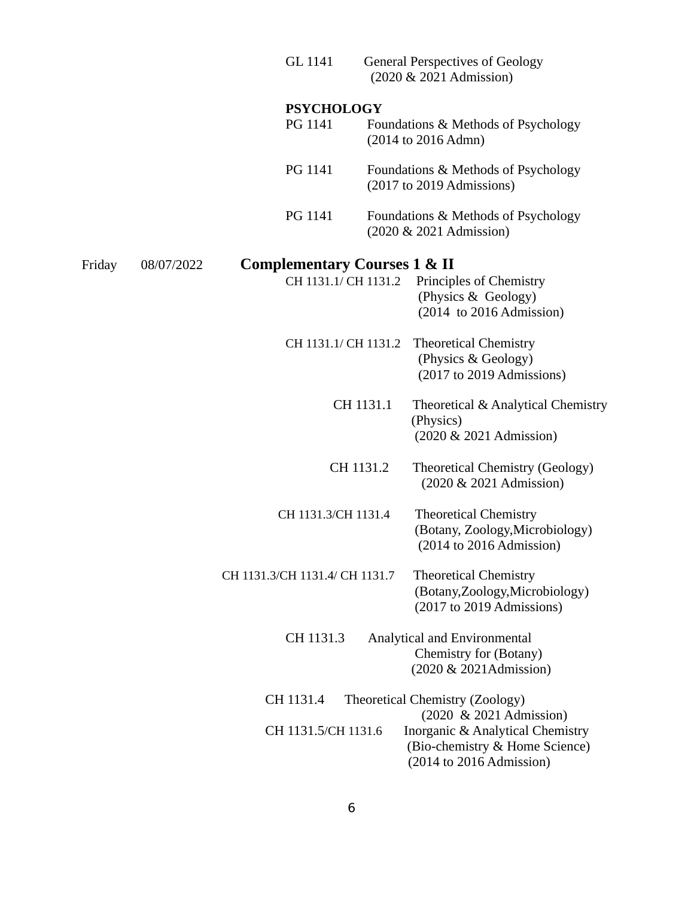| Day | Date | Course Code | Course Title |
|---|---|---|---|
| | | GL 1141 | General Perspectives of Geology (2020 & 2021 Admission) |
| | | **PSYCHOLOGY** | |
| | | PG 1141 | Foundations & Methods of Psychology (2014 to 2016 Admn) |
| | | PG 1141 | Foundations & Methods of Psychology (2017 to 2019 Admissions) |
| | | PG 1141 | Foundations & Methods of Psychology (2020 & 2021 Admission) |
| Friday | 08/07/2022 | **Complementary Courses 1 & II** | |
| | | CH 1131.1/ CH 1131.2 | Principles of Chemistry (Physics & Geology) (2014 to 2016 Admission) |
| | | CH 1131.1/ CH 1131.2 | Theoretical Chemistry (Physics & Geology) (2017 to 2019 Admissions) |
| | | CH 1131.1 | Theoretical & Analytical Chemistry (Physics) (2020 & 2021 Admission) |
| | | CH 1131.2 | Theoretical Chemistry (Geology) (2020 & 2021 Admission) |
| | | CH 1131.3/CH 1131.4 | Theoretical Chemistry (Botany, Zoology,Microbiology) (2014 to 2016 Admission) |
| | | CH 1131.3/CH 1131.4/ CH 1131.7 | Theoretical Chemistry (Botany,Zoology,Microbiology) (2017 to 2019 Admissions) |
| | | CH 1131.3 | Analytical and Environmental Chemistry for (Botany) (2020 & 2021Admission) |
| | | CH 1131.4 | Theoretical Chemistry (Zoology) (2020 & 2021 Admission) |
| | | CH 1131.5/CH 1131.6 | Inorganic & Analytical Chemistry (Bio-chemistry & Home Science) (2014 to 2016 Admission) |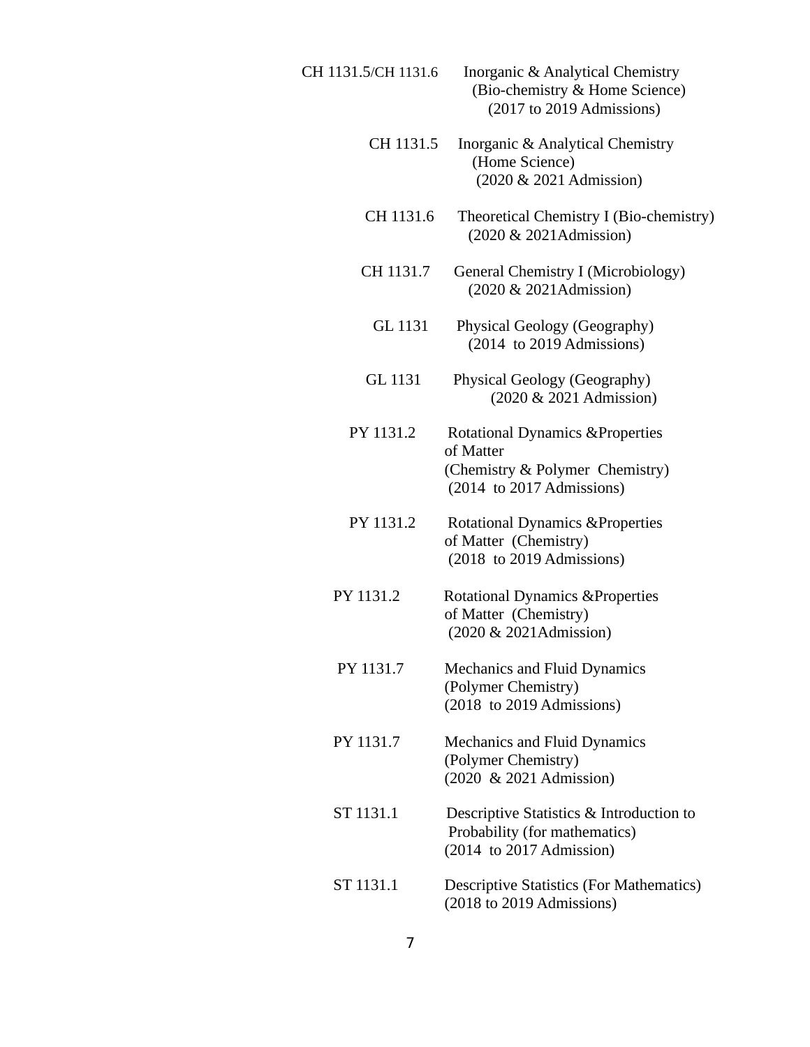| Code | Course |
| --- | --- |
| CH 1131.5/CH 1131.6 | Inorganic & Analytical Chemistry (Bio-chemistry & Home Science) (2017 to 2019 Admissions) |
| CH 1131.5 | Inorganic & Analytical Chemistry (Home Science) (2020 & 2021 Admission) |
| CH 1131.6 | Theoretical Chemistry I (Bio-chemistry) (2020 & 2021Admission) |
| CH 1131.7 | General Chemistry I (Microbiology) (2020 & 2021Admission) |
| GL 1131 | Physical Geology (Geography) (2014 to 2019 Admissions) |
| GL 1131 | Physical Geology (Geography) (2020 & 2021 Admission) |
| PY 1131.2 | Rotational Dynamics &Properties of Matter (Chemistry & Polymer Chemistry) (2014 to 2017 Admissions) |
| PY 1131.2 | Rotational Dynamics &Properties of Matter (Chemistry) (2018 to 2019 Admissions) |
| PY 1131.2 | Rotational Dynamics &Properties of Matter (Chemistry) (2020 & 2021Admission) |
| PY 1131.7 | Mechanics and Fluid Dynamics (Polymer Chemistry) (2018 to 2019 Admissions) |
| PY 1131.7 | Mechanics and Fluid Dynamics (Polymer Chemistry) (2020 & 2021 Admission) |
| ST 1131.1 | Descriptive Statistics & Introduction to Probability (for mathematics) (2014 to 2017 Admission) |
| ST 1131.1 | Descriptive Statistics (For Mathematics) (2018 to 2019 Admissions) |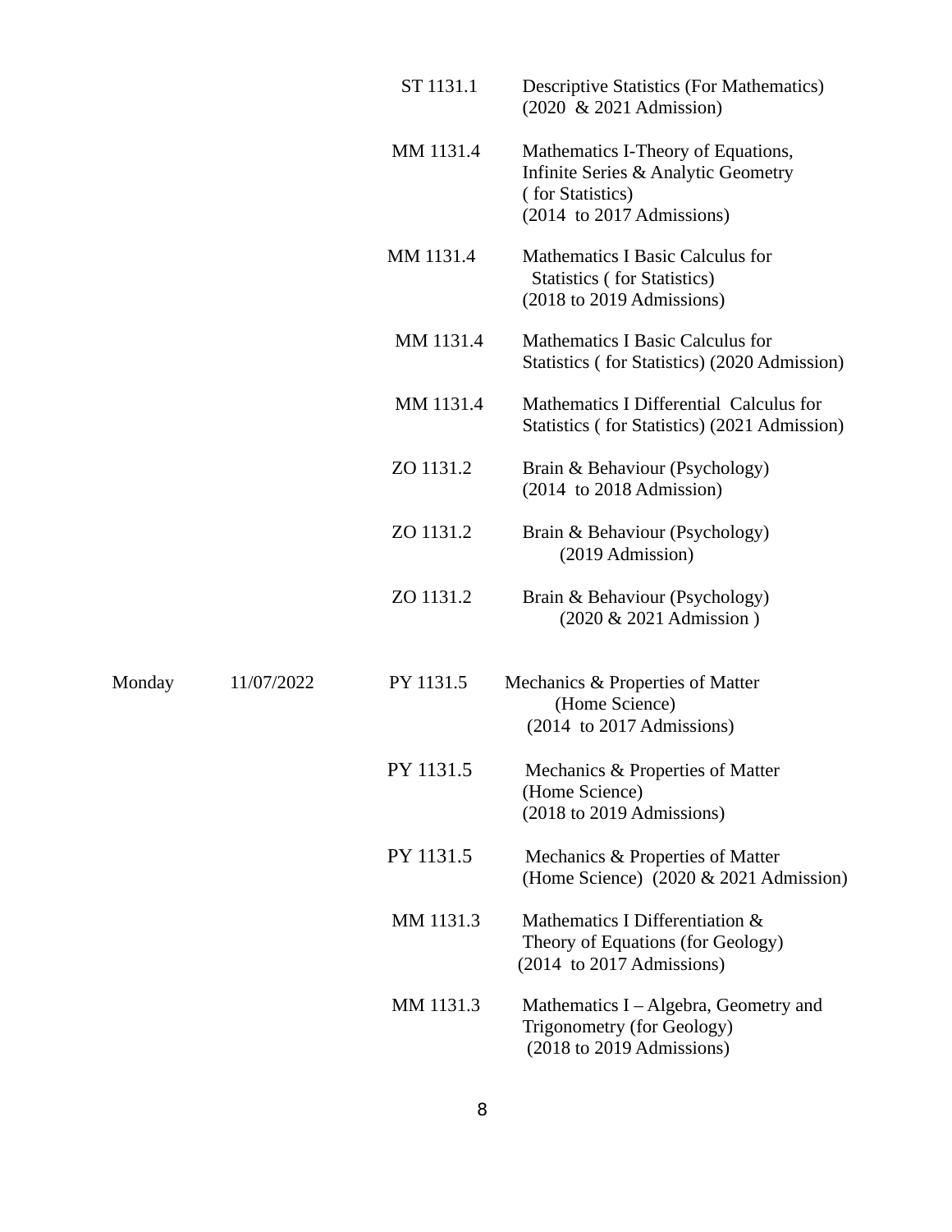| Day | Date | Code | Subject |
|---|---|---|---|
| | | ST 1131.1 | Descriptive Statistics (For Mathematics) (2020 & 2021 Admission) |
| | | MM 1131.4 | Mathematics I-Theory of Equations, Infinite Series & Analytic Geometry ( for Statistics) (2014 to 2017 Admissions) |
| | | MM 1131.4 | Mathematics I Basic Calculus for Statistics ( for Statistics) (2018 to 2019 Admissions) |
| | | MM 1131.4 | Mathematics I Basic Calculus for Statistics ( for Statistics) (2020 Admission) |
| | | MM 1131.4 | Mathematics I Differential Calculus for Statistics ( for Statistics) (2021 Admission) |
| | | ZO 1131.2 | Brain & Behaviour (Psychology) (2014 to 2018 Admission) |
| | | ZO 1131.2 | Brain & Behaviour (Psychology) (2019 Admission) |
| | | ZO 1131.2 | Brain & Behaviour (Psychology) (2020 & 2021 Admission ) |
| Monday | 11/07/2022 | PY 1131.5 | Mechanics & Properties of Matter (Home Science) (2014 to 2017 Admissions) |
| | | PY 1131.5 | Mechanics & Properties of Matter (Home Science) (2018 to 2019 Admissions) |
| | | PY 1131.5 | Mechanics & Properties of Matter (Home Science) (2020 & 2021 Admission) |
| | | MM 1131.3 | Mathematics I Differentiation & Theory of Equations (for Geology) (2014 to 2017 Admissions) |
| | | MM 1131.3 | Mathematics I – Algebra, Geometry and Trigonometry (for Geology) (2018 to 2019 Admissions) |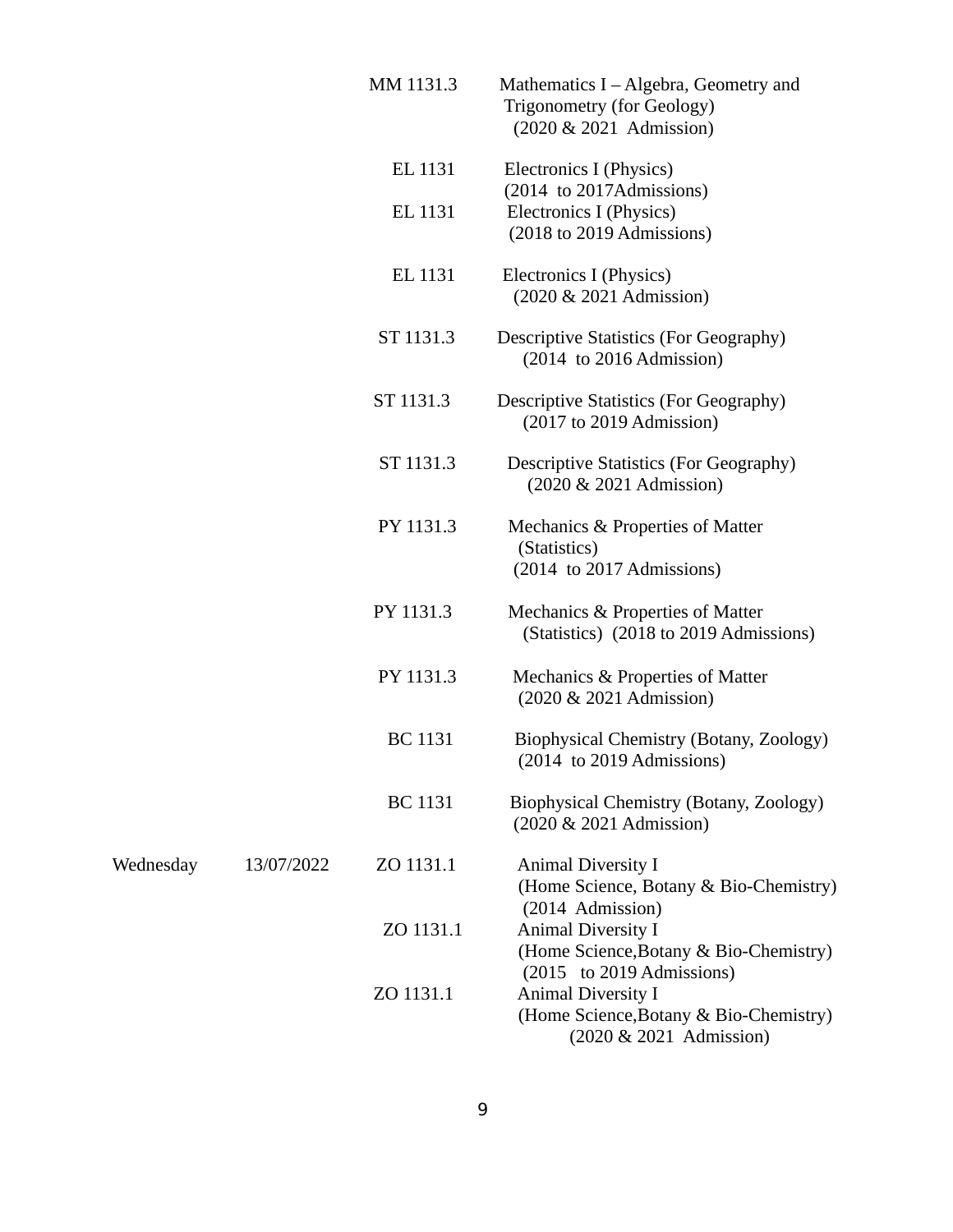| Day | Date | Code | Paper |
|---|---|---|---|
| | | MM 1131.3 | Mathematics I – Algebra, Geometry and Trigonometry (for Geology) (2020 & 2021 Admission) |
| | | EL 1131 | Electronics I (Physics) (2014 to 2017Admissions) |
| | | EL 1131 | Electronics I (Physics) (2018 to 2019 Admissions) |
| | | EL 1131 | Electronics I (Physics) (2020 & 2021 Admission) |
| | | ST 1131.3 | Descriptive Statistics (For Geography) (2014 to 2016 Admission) |
| | | ST 1131.3 | Descriptive Statistics (For Geography) (2017 to 2019 Admission) |
| | | ST 1131.3 | Descriptive Statistics (For Geography) (2020 & 2021 Admission) |
| | | PY 1131.3 | Mechanics & Properties of Matter (Statistics) (2014 to 2017 Admissions) |
| | | PY 1131.3 | Mechanics & Properties of Matter (Statistics) (2018 to 2019 Admissions) |
| | | PY 1131.3 | Mechanics & Properties of Matter (2020 & 2021 Admission) |
| | | BC 1131 | Biophysical Chemistry (Botany, Zoology) (2014 to 2019 Admissions) |
| | | BC 1131 | Biophysical Chemistry (Botany, Zoology) (2020 & 2021 Admission) |
| Wednesday | 13/07/2022 | ZO 1131.1 | Animal Diversity I (Home Science, Botany & Bio-Chemistry) (2014 Admission) |
| | | ZO 1131.1 | Animal Diversity I (Home Science,Botany & Bio-Chemistry) (2015 to 2019 Admissions) |
| | | ZO 1131.1 | Animal Diversity I (Home Science,Botany & Bio-Chemistry) (2020 & 2021 Admission) |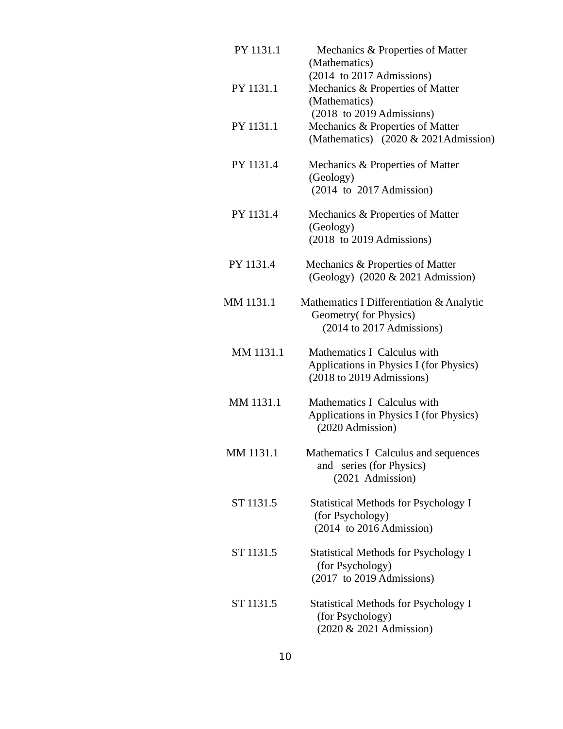| | |
|---|---|
| PY 1131.1 | Mechanics & Properties of Matter (Mathematics) (2014 to 2017 Admissions) |
| PY 1131.1 | Mechanics & Properties of Matter (Mathematics) (2018 to 2019 Admissions) |
| PY 1131.1 | Mechanics & Properties of Matter (Mathematics) (2020 & 2021Admission) |
| PY 1131.4 | Mechanics & Properties of Matter (Geology) (2014 to 2017 Admission) |
| PY 1131.4 | Mechanics & Properties of Matter (Geology) (2018 to 2019 Admissions) |
| PY 1131.4 | Mechanics & Properties of Matter (Geology) (2020 & 2021 Admission) |
| MM 1131.1 | Mathematics I Differentiation & Analytic Geometry( for Physics) (2014 to 2017 Admissions) |
| MM 1131.1 | Mathematics I Calculus with Applications in Physics I (for Physics) (2018 to 2019 Admissions) |
| MM 1131.1 | Mathematics I Calculus with Applications in Physics I (for Physics) (2020 Admission) |
| MM 1131.1 | Mathematics I Calculus and sequences and series (for Physics) (2021 Admission) |
| ST 1131.5 | Statistical Methods for Psychology I (for Psychology) (2014 to 2016 Admission) |
| ST 1131.5 | Statistical Methods for Psychology I (for Psychology) (2017 to 2019 Admissions) |
| ST 1131.5 | Statistical Methods for Psychology I (for Psychology) (2020 & 2021 Admission) |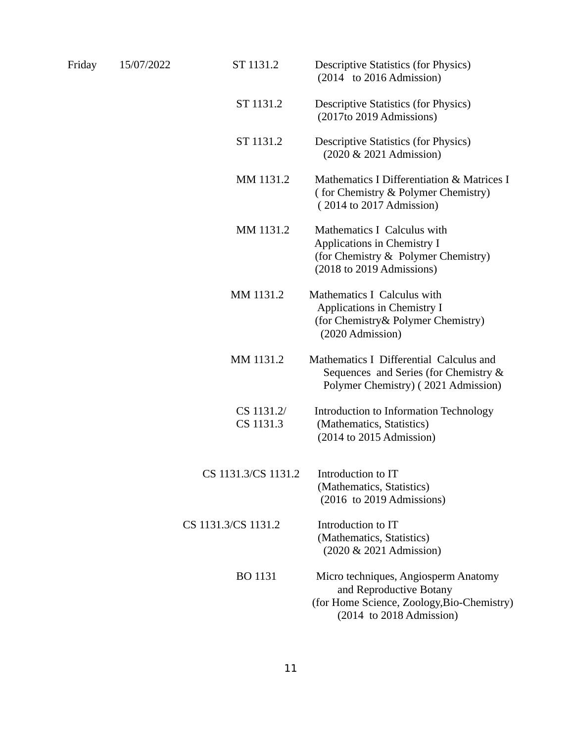| Day | Date | Course Code | Subject |
|---|---|---|---|
| Friday | 15/07/2022 | ST 1131.2 | Descriptive Statistics (for Physics) (2014 to 2016 Admission) |
| | | ST 1131.2 | Descriptive Statistics (for Physics) (2017to 2019 Admissions) |
| | | ST 1131.2 | Descriptive Statistics (for Physics) (2020 & 2021 Admission) |
| | | MM 1131.2 | Mathematics I Differentiation & Matrices I ( for Chemistry & Polymer Chemistry) ( 2014 to 2017 Admission) |
| | | MM 1131.2 | Mathematics I Calculus with Applications in Chemistry I (for Chemistry & Polymer Chemistry) (2018 to 2019 Admissions) |
| | | MM 1131.2 | Mathematics I Calculus with Applications in Chemistry I (for Chemistry& Polymer Chemistry) (2020 Admission) |
| | | MM 1131.2 | Mathematics I Differential Calculus and Sequences and Series (for Chemistry & Polymer Chemistry) ( 2021 Admission) |
| | | CS 1131.2/ CS 1131.3 | Introduction to Information Technology (Mathematics, Statistics) (2014 to 2015 Admission) |
| | | CS 1131.3/CS 1131.2 | Introduction to IT (Mathematics, Statistics) (2016 to 2019 Admissions) |
| | | CS 1131.3/CS 1131.2 | Introduction to IT (Mathematics, Statistics) (2020 & 2021 Admission) |
| | | BO 1131 | Micro techniques, Angiosperm Anatomy and Reproductive Botany (for Home Science, Zoology,Bio-Chemistry) (2014 to 2018 Admission) |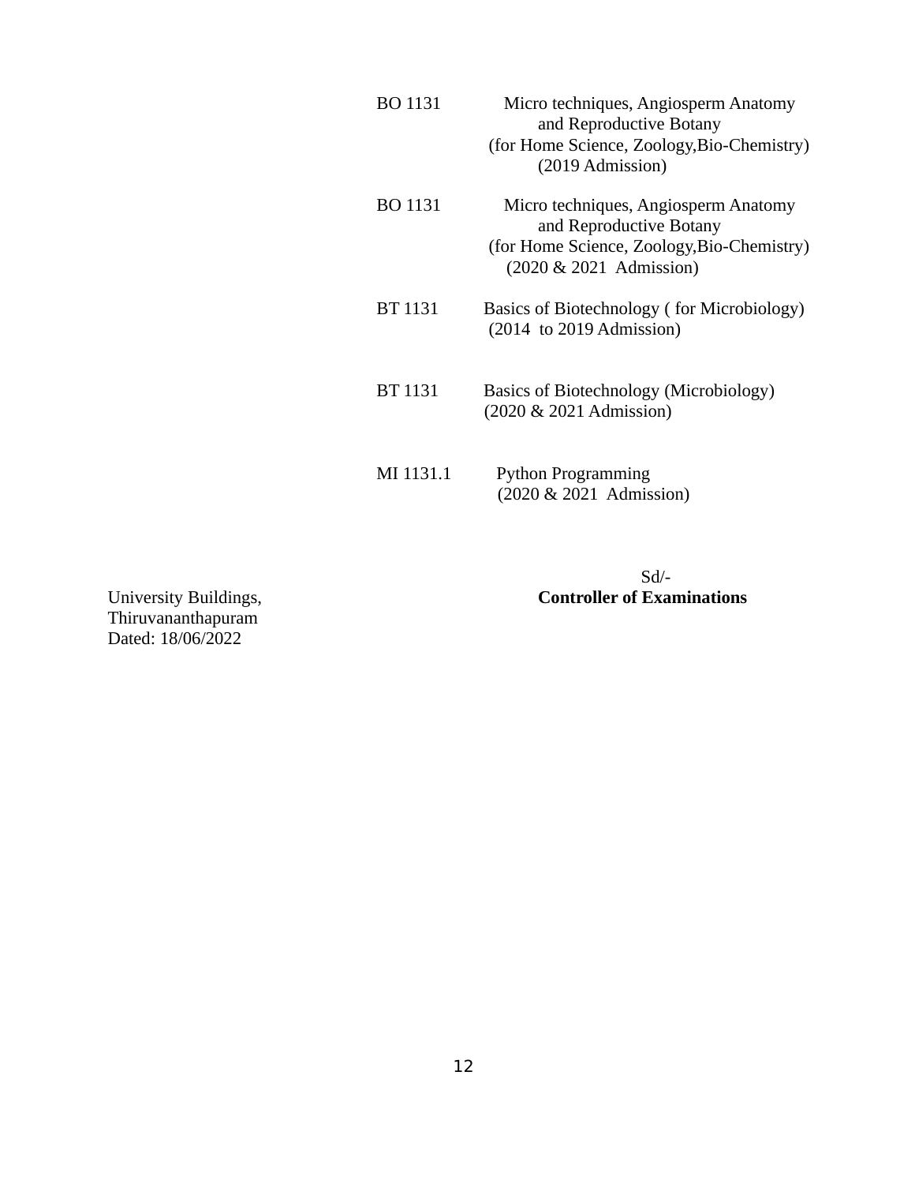| | |
|---|---|
| BO 1131 | Micro techniques, Angiosperm Anatomy and Reproductive Botany (for Home Science, Zoology,Bio-Chemistry) (2019 Admission) |
| BO 1131 | Micro techniques, Angiosperm Anatomy and Reproductive Botany (for Home Science, Zoology,Bio-Chemistry) (2020 & 2021 Admission) |
| BT 1131 | Basics of Biotechnology ( for Microbiology) (2014 to 2019 Admission) |
| BT 1131 | Basics of Biotechnology (Microbiology) (2020 & 2021 Admission) |
| MI 1131.1 | Python Programming (2020 & 2021 Admission) |

Sd/-
**Controller of Examinations**

University Buildings,
Thiruvananthapuram
Dated: 18/06/2022